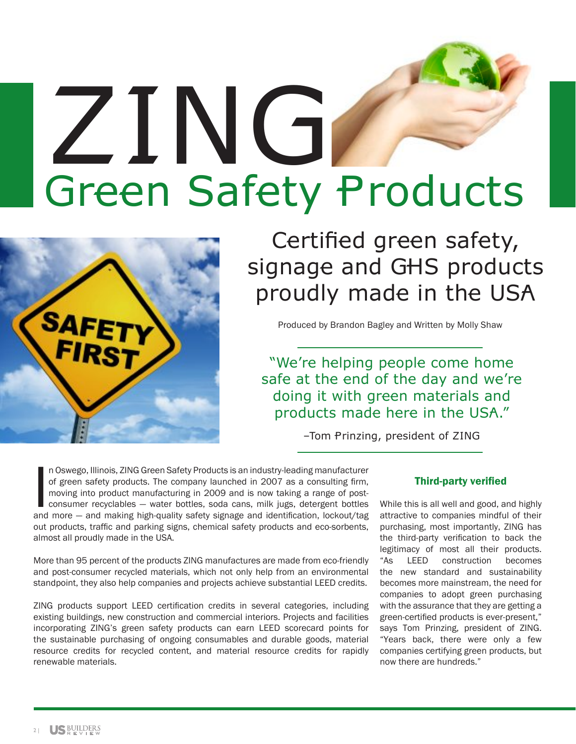# ZING Green Safety Products

## Certified green safety, signage and GHS products proudly made in the USA

Produced by Brandon Bagley and Written by Molly Shaw

> "We're helping people come home safe at the end of the day and we're doing it with green materials and products made here in the USA."
>
> –Tom Prinzing, president of ZING

In Oswego, Illinois, ZING Green Safety Products is an industry-leading manufacturer of green safety products. The company launched in 2007 as a consulting firm, moving into product manufacturing in 2009 and is now taking a range of post-consumer recyclables — water bottles, soda cans, milk jugs, detergent bottles and more — and making high-quality safety signage and identification, lockout/tag out products, traffic and parking signs, chemical safety products and eco-sorbents, almost all proudly made in the USA.

More than 95 percent of the products ZING manufactures are made from eco-friendly and post-consumer recycled materials, which not only help from an environmental standpoint, they also help companies and projects achieve substantial LEED credits.

ZING products support LEED certification credits in several categories, including existing buildings, new construction and commercial interiors. Projects and facilities incorporating ZING's green safety products can earn LEED scorecard points for the sustainable purchasing of ongoing consumables and durable goods, material resource credits for recycled content, and material resource credits for rapidly renewable materials.

### Third-party verified

While this is all well and good, and highly attractive to companies mindful of their purchasing, most importantly, ZING has the third-party verification to back the legitimacy of most all their products. "As LEED construction becomes the new standard and sustainability becomes more mainstream, the need for companies to adopt green purchasing with the assurance that they are getting a green-certified products is ever-present," says Tom Prinzing, president of ZING. "Years back, there were only a few companies certifying green products, but now there are hundreds."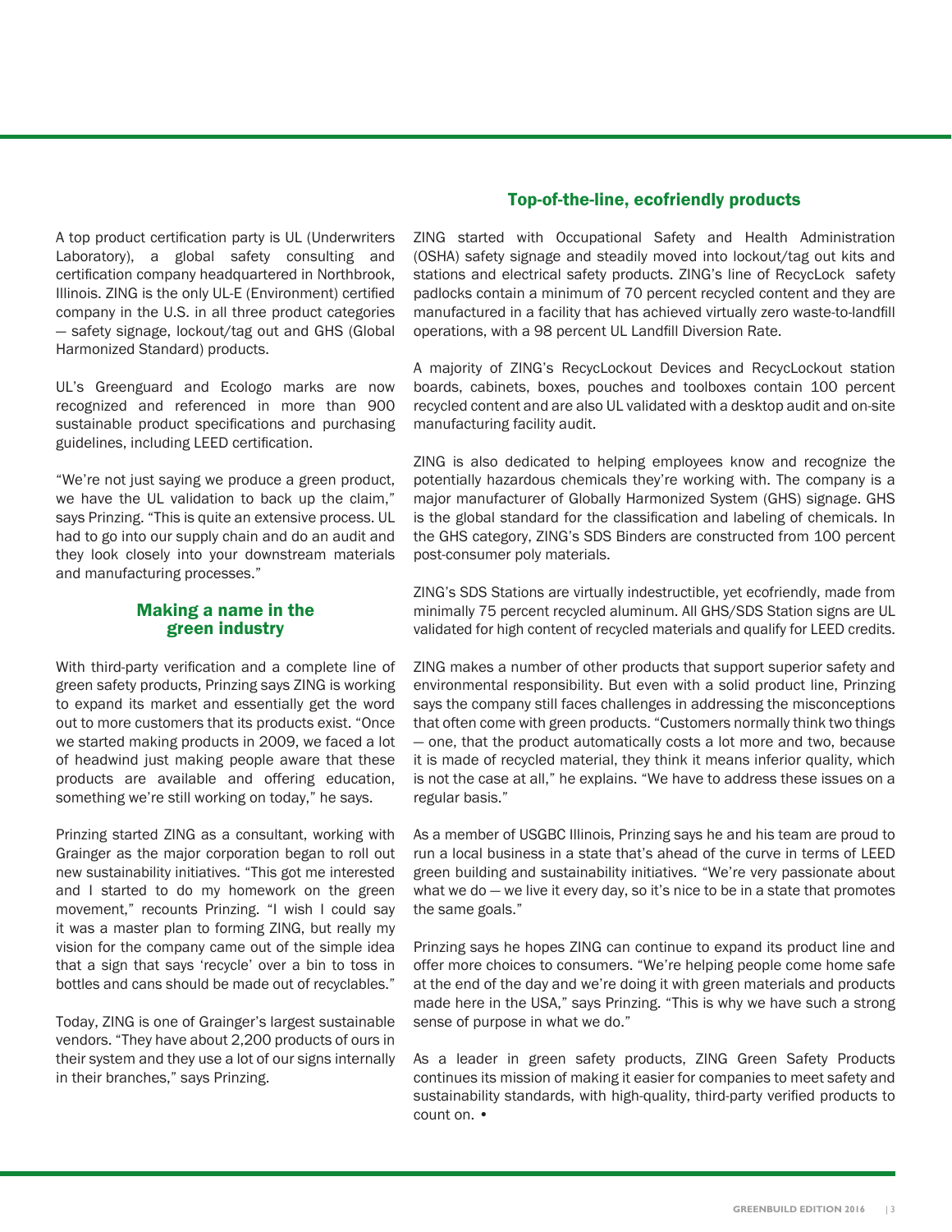A top product certification party is UL (Underwriters Laboratory), a global safety consulting and certification company headquartered in Northbrook, Illinois. ZING is the only UL-E (Environment) certified company in the U.S. in all three product categories — safety signage, lockout/tag out and GHS (Global Harmonized Standard) products.

UL's Greenguard and Ecologo marks are now recognized and referenced in more than 900 sustainable product specifications and purchasing guidelines, including LEED certification.

"We're not just saying we produce a green product, we have the UL validation to back up the claim," says Prinzing. "This is quite an extensive process. UL had to go into our supply chain and do an audit and they look closely into your downstream materials and manufacturing processes."

## Making a name in the green industry

With third-party verification and a complete line of green safety products, Prinzing says ZING is working to expand its market and essentially get the word out to more customers that its products exist. "Once we started making products in 2009, we faced a lot of headwind just making people aware that these products are available and offering education, something we're still working on today," he says.

Prinzing started ZING as a consultant, working with Grainger as the major corporation began to roll out new sustainability initiatives. "This got me interested and I started to do my homework on the green movement," recounts Prinzing. "I wish I could say it was a master plan to forming ZING, but really my vision for the company came out of the simple idea that a sign that says 'recycle' over a bin to toss in bottles and cans should be made out of recyclables."

Today, ZING is one of Grainger's largest sustainable vendors. "They have about 2,200 products of ours in their system and they use a lot of our signs internally in their branches," says Prinzing.

## Top-of-the-line, ecofriendly products

ZING started with Occupational Safety and Health Administration (OSHA) safety signage and steadily moved into lockout/tag out kits and stations and electrical safety products. ZING's line of RecycLock safety padlocks contain a minimum of 70 percent recycled content and they are manufactured in a facility that has achieved virtually zero waste-to-landfill operations, with a 98 percent UL Landfill Diversion Rate.

A majority of ZING's RecycLockout Devices and RecycLockout station boards, cabinets, boxes, pouches and toolboxes contain 100 percent recycled content and are also UL validated with a desktop audit and on-site manufacturing facility audit.

ZING is also dedicated to helping employees know and recognize the potentially hazardous chemicals they're working with. The company is a major manufacturer of Globally Harmonized System (GHS) signage. GHS is the global standard for the classification and labeling of chemicals. In the GHS category, ZING's SDS Binders are constructed from 100 percent post-consumer poly materials.

ZING's SDS Stations are virtually indestructible, yet ecofriendly, made from minimally 75 percent recycled aluminum. All GHS/SDS Station signs are UL validated for high content of recycled materials and qualify for LEED credits.

ZING makes a number of other products that support superior safety and environmental responsibility. But even with a solid product line, Prinzing says the company still faces challenges in addressing the misconceptions that often come with green products. "Customers normally think two things — one, that the product automatically costs a lot more and two, because it is made of recycled material, they think it means inferior quality, which is not the case at all," he explains. "We have to address these issues on a regular basis."

As a member of USGBC Illinois, Prinzing says he and his team are proud to run a local business in a state that's ahead of the curve in terms of LEED green building and sustainability initiatives. "We're very passionate about what we do — we live it every day, so it's nice to be in a state that promotes the same goals."

Prinzing says he hopes ZING can continue to expand its product line and offer more choices to consumers. "We're helping people come home safe at the end of the day and we're doing it with green materials and products made here in the USA," says Prinzing. "This is why we have such a strong sense of purpose in what we do."

As a leader in green safety products, ZING Green Safety Products continues its mission of making it easier for companies to meet safety and sustainability standards, with high-quality, third-party verified products to count on. •